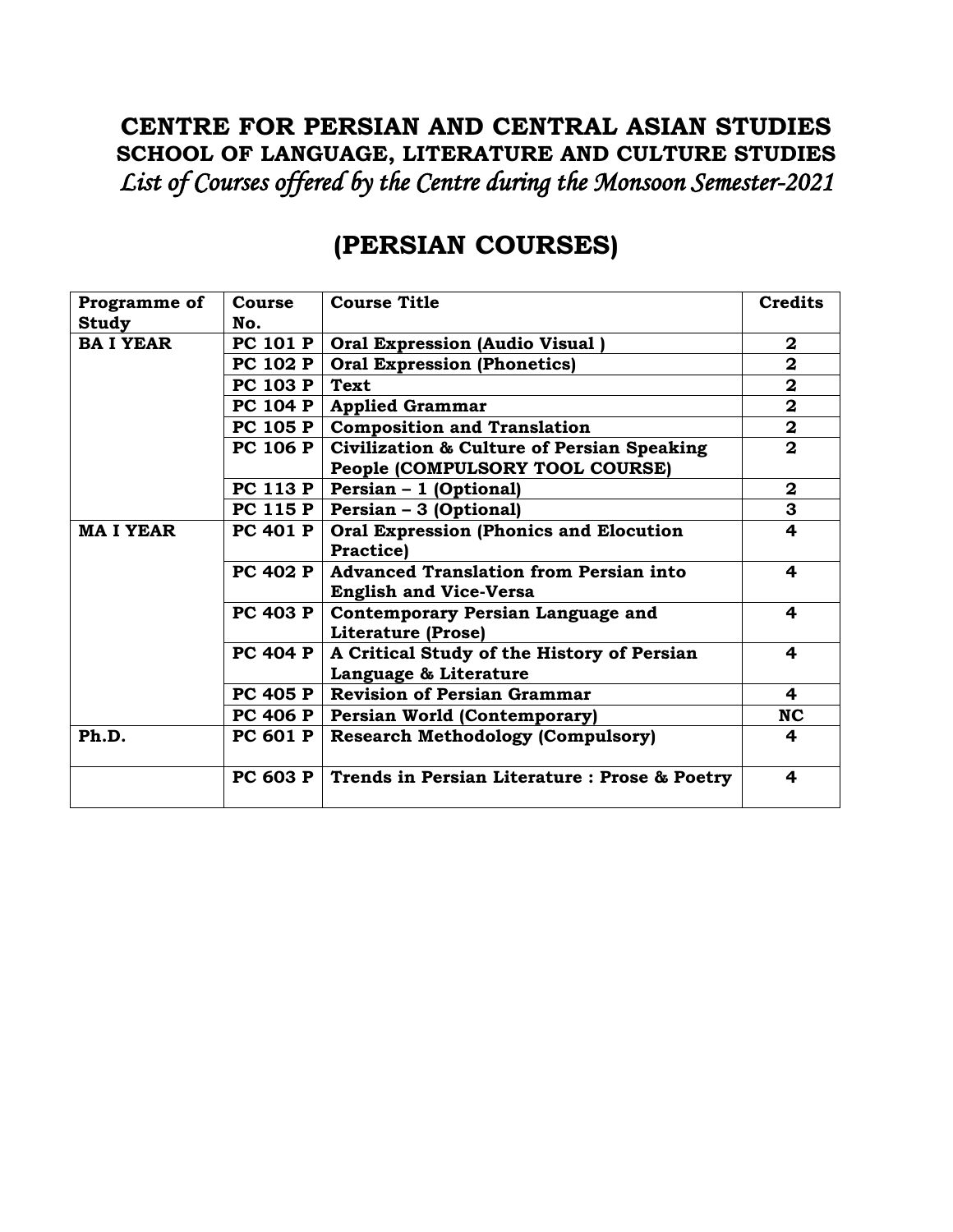# CENTRE FOR PERSIAN AND CENTRAL ASIAN STUDIES

## SCHOOL OF LANGUAGE, LITERATURE AND CULTURE STUDIES

*List of Courses offered by the Centre during the Monsoon Semester-2021*

## (PERSIAN COURSES)

| Programme of Study | Course No. | Course Title | Credits |
|---|---|---|---|
| BA I YEAR | PC 101 P | Oral Expression (Audio Visual ) | 2 |
| | PC 102 P | Oral Expression (Phonetics) | 2 |
| | PC 103 P | Text | 2 |
| | PC 104 P | Applied Grammar | 2 |
| | PC 105 P | Composition and Translation | 2 |
| | PC 106 P | Civilization & Culture of Persian Speaking People (COMPULSORY TOOL COURSE) | 2 |
| | PC 113 P | Persian – 1 (Optional) | 2 |
| | PC 115 P | Persian – 3 (Optional) | 3 |
| MA I YEAR | PC 401 P | Oral Expression (Phonics and Elocution Practice) | 4 |
| | PC 402 P | Advanced Translation from Persian into English and Vice-Versa | 4 |
| | PC 403 P | Contemporary Persian Language and Literature (Prose) | 4 |
| | PC 404 P | A Critical Study of the History of Persian Language & Literature | 4 |
| | PC 405 P | Revision of Persian Grammar | 4 |
| | PC 406 P | Persian World (Contemporary) | NC |
| Ph.D. | PC 601 P | Research Methodology (Compulsory) | 4 |
| | PC 603 P | Trends in Persian Literature : Prose & Poetry | 4 |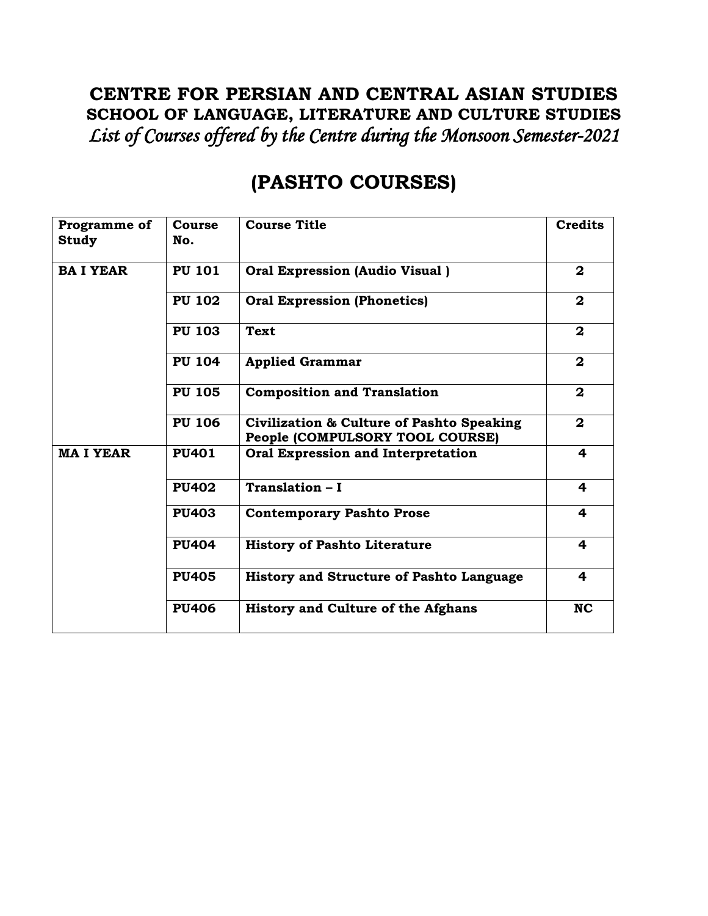# CENTRE FOR PERSIAN AND CENTRAL ASIAN STUDIES

## SCHOOL OF LANGUAGE, LITERATURE AND CULTURE STUDIES

*List of Courses offered by the Centre during the Monsoon Semester-2021*

# (PASHTO COURSES)

| Programme of Study | Course No. | Course Title | Credits |
|---|---|---|---|
| **BA I YEAR** | **PU 101** | **Oral Expression (Audio Visual )** | **2** |
| | **PU 102** | **Oral Expression (Phonetics)** | **2** |
| | **PU 103** | **Text** | **2** |
| | **PU 104** | **Applied Grammar** | **2** |
| | **PU 105** | **Composition and Translation** | **2** |
| | **PU 106** | **Civilization & Culture of Pashto Speaking People (COMPULSORY TOOL COURSE)** | **2** |
| **MA I YEAR** | **PU401** | **Oral Expression and Interpretation** | **4** |
| | **PU402** | **Translation – I** | **4** |
| | **PU403** | **Contemporary Pashto Prose** | **4** |
| | **PU404** | **History of Pashto Literature** | **4** |
| | **PU405** | **History and Structure of Pashto Language** | **4** |
| | **PU406** | **History and Culture of the Afghans** | **NC** |